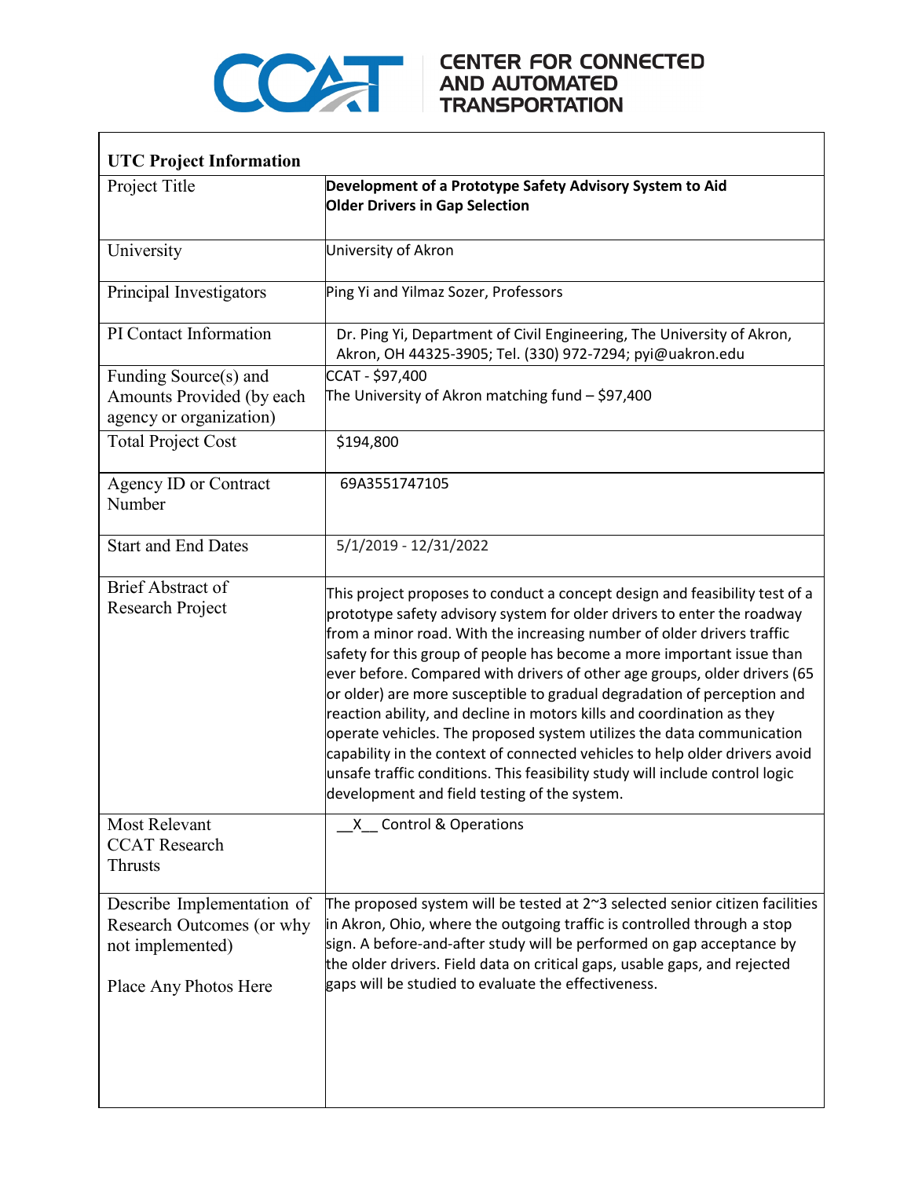CENTER FOR CONNECTED AND AUTOMATED TRANSPORTATION

| UTC Project Information | |
|---|---|
| Project Title | **Development of a Prototype Safety Advisory System to Aid Older Drivers in Gap Selection** |
| University | University of Akron |
| Principal Investigators | Ping Yi and Yilmaz Sozer, Professors |
| PI Contact Information | Dr. Ping Yi, Department of Civil Engineering, The University of Akron, Akron, OH 44325-3905; Tel. (330) 972-7294; pyi@uakron.edu |
| Funding Source(s) and Amounts Provided (by each agency or organization) | CCAT - $97,400<br>The University of Akron matching fund – $97,400 |
| Total Project Cost | $194,800 |
| Agency ID or Contract Number | 69A3551747105 |
| Start and End Dates | 5/1/2019 - 12/31/2022 |
| Brief Abstract of Research Project | This project proposes to conduct a concept design and feasibility test of a prototype safety advisory system for older drivers to enter the roadway from a minor road. With the increasing number of older drivers traffic safety for this group of people has become a more important issue than ever before. Compared with drivers of other age groups, older drivers (65 or older) are more susceptible to gradual degradation of perception and reaction ability, and decline in motors kills and coordination as they operate vehicles. The proposed system utilizes the data communication capability in the context of connected vehicles to help older drivers avoid unsafe traffic conditions. This feasibility study will include control logic development and field testing of the system. |
| Most Relevant CCAT Research Thrusts | __X__ Control & Operations |
| Describe Implementation of Research Outcomes (or why not implemented)<br><br>Place Any Photos Here | The proposed system will be tested at 2~3 selected senior citizen facilities in Akron, Ohio, where the outgoing traffic is controlled through a stop sign. A before-and-after study will be performed on gap acceptance by the older drivers. Field data on critical gaps, usable gaps, and rejected gaps will be studied to evaluate the effectiveness. |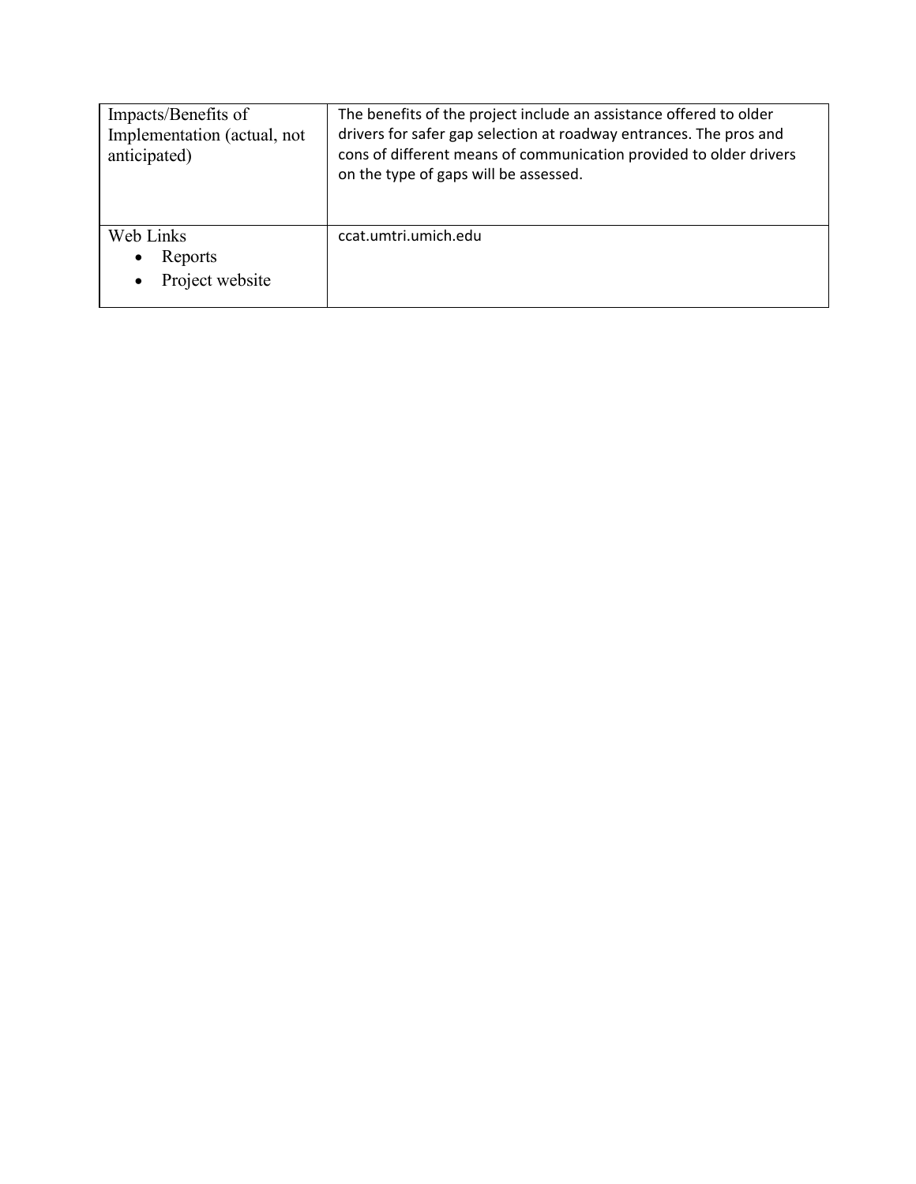| | |
|---|---|
| Impacts/Benefits of Implementation (actual, not anticipated) | The benefits of the project include an assistance offered to older drivers for safer gap selection at roadway entrances. The pros and cons of different means of communication provided to older drivers on the type of gaps will be assessed. |
| Web Links<br>• Reports<br>• Project website | ccat.umtri.umich.edu |